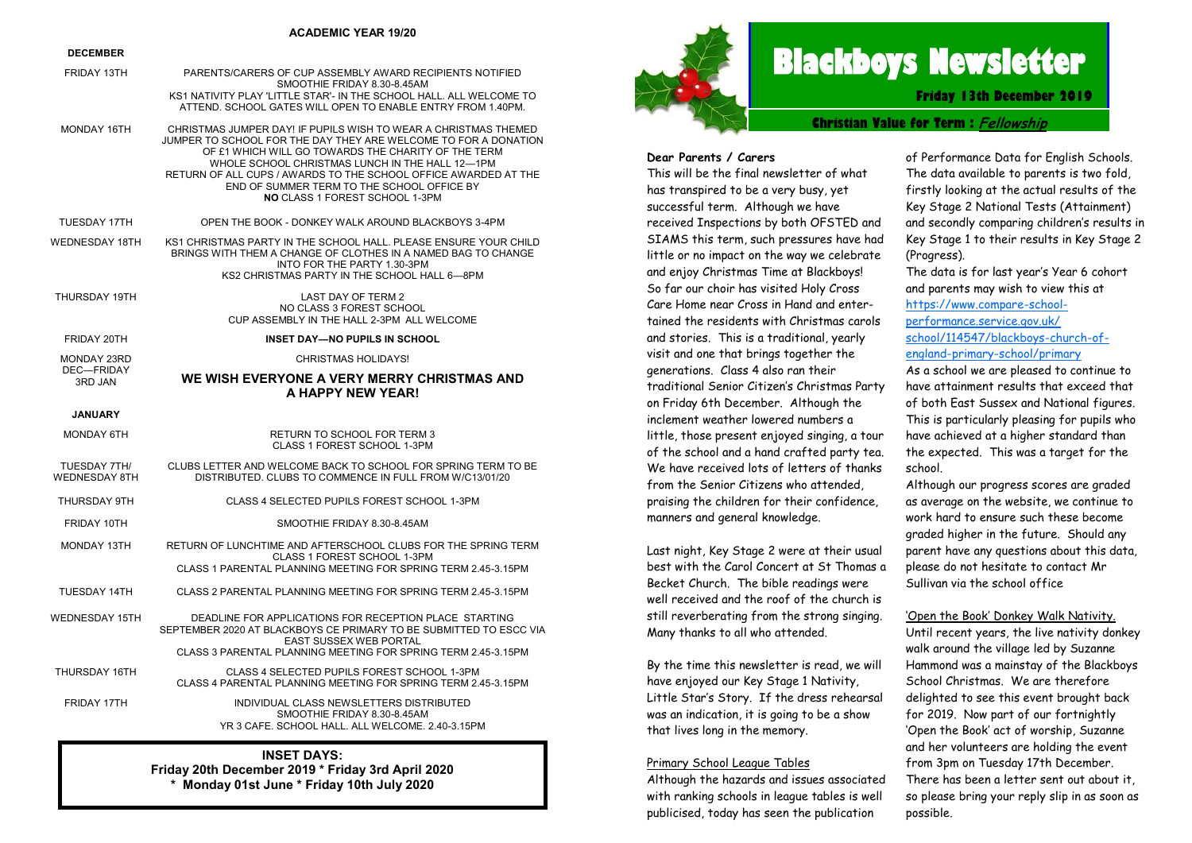## ACADEMIC YEAR 19/20

**DECEMBER**

| | |
|---|---|
| FRIDAY 13TH | PARENTS/CARERS OF CUP ASSEMBLY AWARD RECIPIENTS NOTIFIED<br>SMOOTHIE FRIDAY 8.30-8.45AM<br>KS1 NATIVITY PLAY 'LITTLE STAR'- IN THE SCHOOL HALL. ALL WELCOME TO ATTEND. SCHOOL GATES WILL OPEN TO ENABLE ENTRY FROM 1.40PM. |
| MONDAY 16TH | CHRISTMAS JUMPER DAY! IF PUPILS WISH TO WEAR A CHRISTMAS THEMED JUMPER TO SCHOOL FOR THE DAY THEY ARE WELCOME TO FOR A DONATION OF £1 WHICH WILL GO TOWARDS THE CHARITY OF THE TERM<br>WHOLE SCHOOL CHRISTMAS LUNCH IN THE HALL 12—1PM<br>RETURN OF ALL CUPS / AWARDS TO THE SCHOOL OFFICE AWARDED AT THE END OF SUMMER TERM TO THE SCHOOL OFFICE BY<br>**NO** CLASS 1 FOREST SCHOOL 1-3PM |
| TUESDAY 17TH | OPEN THE BOOK - DONKEY WALK AROUND BLACKBOYS 3-4PM |
| WEDNESDAY 18TH | KS1 CHRISTMAS PARTY IN THE SCHOOL HALL. PLEASE ENSURE YOUR CHILD BRINGS WITH THEM A CHANGE OF CLOTHES IN A NAMED BAG TO CHANGE INTO FOR THE PARTY 1.30-3PM<br>KS2 CHRISTMAS PARTY IN THE SCHOOL HALL 6—8PM |
| THURSDAY 19TH | LAST DAY OF TERM 2<br>NO CLASS 3 FOREST SCHOOL<br>CUP ASSEMBLY IN THE HALL 2-3PM ALL WELCOME |
| FRIDAY 20TH | **INSET DAY—NO PUPILS IN SCHOOL** |
| MONDAY 23RD DEC—FRIDAY 3RD JAN | CHRISTMAS HOLIDAYS!<br>**WE WISH EVERYONE A VERY MERRY CHRISTMAS AND A HAPPY NEW YEAR!** |

**JANUARY**

| | |
|---|---|
| MONDAY 6TH | RETURN TO SCHOOL FOR TERM 3<br>CLASS 1 FOREST SCHOOL 1-3PM |
| TUESDAY 7TH/ WEDNESDAY 8TH | CLUBS LETTER AND WELCOME BACK TO SCHOOL FOR SPRING TERM TO BE DISTRIBUTED. CLUBS TO COMMENCE IN FULL FROM W/C13/01/20 |
| THURSDAY 9TH | CLASS 4 SELECTED PUPILS FOREST SCHOOL 1-3PM |
| FRIDAY 10TH | SMOOTHIE FRIDAY 8.30-8.45AM |
| MONDAY 13TH | RETURN OF LUNCHTIME AND AFTERSCHOOL CLUBS FOR THE SPRING TERM<br>CLASS 1 FOREST SCHOOL 1-3PM<br>CLASS 1 PARENTAL PLANNING MEETING FOR SPRING TERM 2.45-3.15PM |
| TUESDAY 14TH | CLASS 2 PARENTAL PLANNING MEETING FOR SPRING TERM 2.45-3.15PM |
| WEDNESDAY 15TH | DEADLINE FOR APPLICATIONS FOR RECEPTION PLACE STARTING SEPTEMBER 2020 AT BLACKBOYS CE PRIMARY TO BE SUBMITTED TO ESCC VIA EAST SUSSEX WEB PORTAL<br>CLASS 3 PARENTAL PLANNING MEETING FOR SPRING TERM 2.45-3.15PM |
| THURSDAY 16TH | CLASS 4 SELECTED PUPILS FOREST SCHOOL 1-3PM<br>CLASS 4 PARENTAL PLANNING MEETING FOR SPRING TERM 2.45-3.15PM |
| FRIDAY 17TH | INDIVIDUAL CLASS NEWSLETTERS DISTRIBUTED<br>SMOOTHIE FRIDAY 8.30-8.45AM<br>YR 3 CAFE. SCHOOL HALL. ALL WELCOME. 2.40-3.15PM |

**INSET DAYS:**
**Friday 20th December 2019 * Friday 3rd April 2020**
**\* Monday 01st June * Friday 10th July 2020**

# Blackboys Newsletter

**Friday 13th December 2019**

**Christian Value for Term : *Fellowship***

**Dear Parents / Carers**

This will be the final newsletter of what has transpired to be a very busy, yet successful term. Although we have received Inspections by both OFSTED and SIAMS this term, such pressures have had little or no impact on the way we celebrate and enjoy Christmas Time at Blackboys! So far our choir has visited Holy Cross Care Home near Cross in Hand and entertained the residents with Christmas carols and stories. This is a traditional, yearly visit and one that brings together the generations. Class 4 also ran their traditional Senior Citizen's Christmas Party on Friday 6th December. Although the inclement weather lowered numbers a little, those present enjoyed singing, a tour of the school and a hand crafted party tea. We have received lots of letters of thanks from the Senior Citizens who attended, praising the children for their confidence, manners and general knowledge.

Last night, Key Stage 2 were at their usual best with the Carol Concert at St Thomas a Becket Church. The bible readings were well received and the roof of the church is still reverberating from the strong singing. Many thanks to all who attended.

By the time this newsletter is read, we will have enjoyed our Key Stage 1 Nativity, Little Star's Story. If the dress rehearsal was an indication, it is going to be a show that lives long in the memory.

Primary School League Tables

Although the hazards and issues associated with ranking schools in league tables is well publicised, today has seen the publication of Performance Data for English Schools. The data available to parents is two fold, firstly looking at the actual results of the Key Stage 2 National Tests (Attainment) and secondly comparing children's results in Key Stage 1 to their results in Key Stage 2 (Progress).

The data is for last year's Year 6 cohort and parents may wish to view this at https://www.compare-school-performance.service.gov.uk/school/114547/blackboys-church-of-england-primary-school/primary

As a school we are pleased to continue to have attainment results that exceed that of both East Sussex and National figures. This is particularly pleasing for pupils who have achieved at a higher standard than the expected. This was a target for the school.

Although our progress scores are graded as average on the website, we continue to work hard to ensure such these become graded higher in the future. Should any parent have any questions about this data, please do not hesitate to contact Mr Sullivan via the school office

'Open the Book' Donkey Walk Nativity.

Until recent years, the live nativity donkey walk around the village led by Suzanne Hammond was a mainstay of the Blackboys School Christmas. We are therefore delighted to see this event brought back for 2019. Now part of our fortnightly 'Open the Book' act of worship, Suzanne and her volunteers are holding the event from 3pm on Tuesday 17th December. There has been a letter sent out about it, so please bring your reply slip in as soon as possible.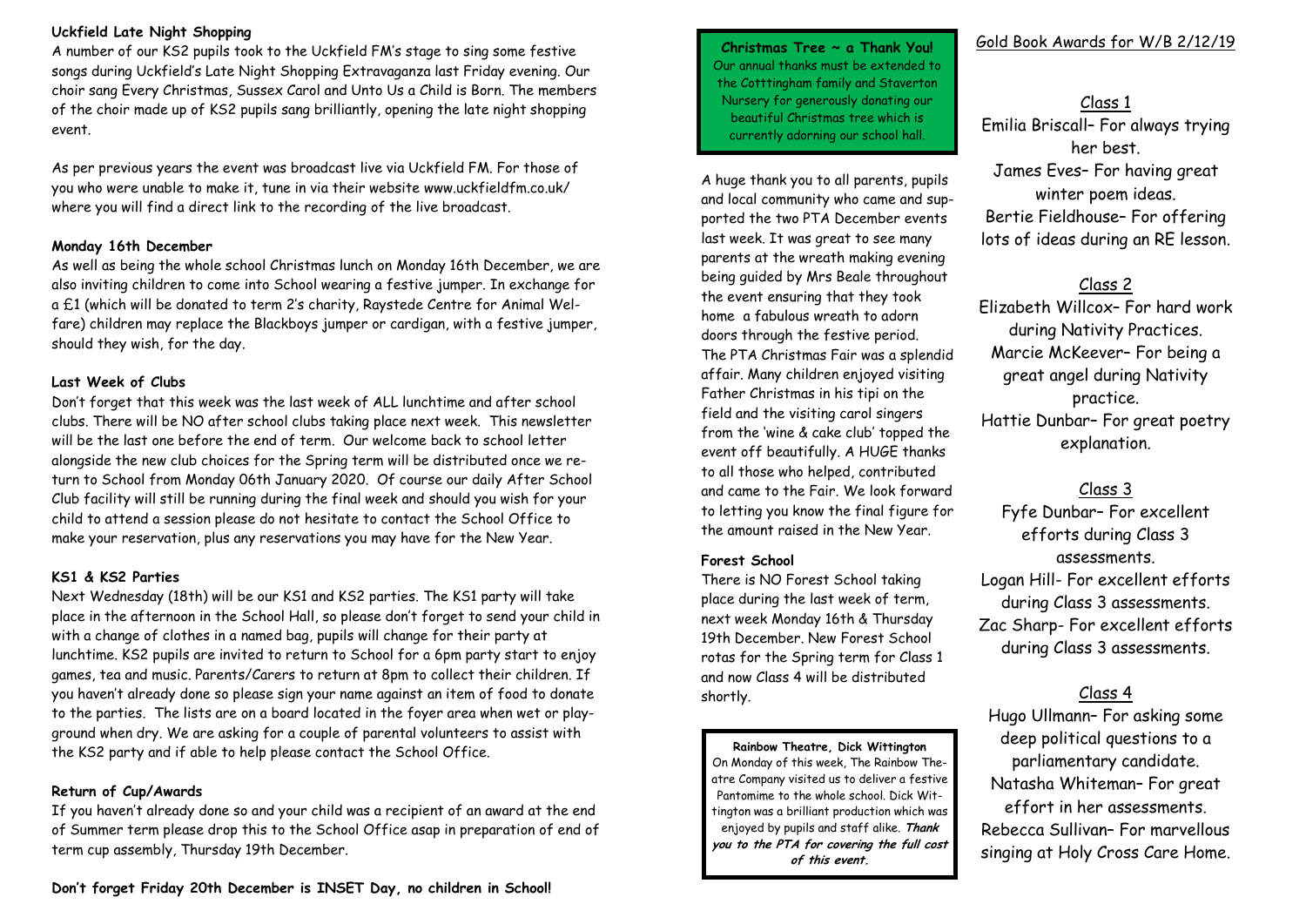**Uckfield Late Night Shopping**

A number of our KS2 pupils took to the Uckfield FM's stage to sing some festive songs during Uckfield's Late Night Shopping Extravaganza last Friday evening. Our choir sang Every Christmas, Sussex Carol and Unto Us a Child is Born. The members of the choir made up of KS2 pupils sang brilliantly, opening the late night shopping event.

As per previous years the event was broadcast live via Uckfield FM. For those of you who were unable to make it, tune in via their website www.uckfieldfm.co.uk/ where you will find a direct link to the recording of the live broadcast.

**Monday 16th December**

As well as being the whole school Christmas lunch on Monday 16th December, we are also inviting children to come into School wearing a festive jumper. In exchange for a £1 (which will be donated to term 2's charity, Raystede Centre for Animal Welfare) children may replace the Blackboys jumper or cardigan, with a festive jumper, should they wish, for the day.

**Last Week of Clubs**

Don't forget that this week was the last week of ALL lunchtime and after school clubs. There will be NO after school clubs taking place next week. This newsletter will be the last one before the end of term. Our welcome back to school letter alongside the new club choices for the Spring term will be distributed once we return to School from Monday 06th January 2020. Of course our daily After School Club facility will still be running during the final week and should you wish for your child to attend a session please do not hesitate to contact the School Office to make your reservation, plus any reservations you may have for the New Year.

**KS1 & KS2 Parties**

Next Wednesday (18th) will be our KS1 and KS2 parties. The KS1 party will take place in the afternoon in the School Hall, so please don't forget to send your child in with a change of clothes in a named bag, pupils will change for their party at lunchtime. KS2 pupils are invited to return to School for a 6pm party start to enjoy games, tea and music. Parents/Carers to return at 8pm to collect their children. If you haven't already done so please sign your name against an item of food to donate to the parties. The lists are on a board located in the foyer area when wet or playground when dry. We are asking for a couple of parental volunteers to assist with the KS2 party and if able to help please contact the School Office.

**Return of Cup/Awards**

If you haven't already done so and your child was a recipient of an award at the end of Summer term please drop this to the School Office asap in preparation of end of term cup assembly, Thursday 19th December.

**Don't forget Friday 20th December is INSET Day, no children in School!**

**Christmas Tree ~ a Thank You!**

Our annual thanks must be extended to the Cotttingham family and Staverton Nursery for generously donating our beautiful Christmas tree which is currently adorning our school hall.

A huge thank you to all parents, pupils and local community who came and supported the two PTA December events last week. It was great to see many parents at the wreath making evening being guided by Mrs Beale throughout the event ensuring that they took home a fabulous wreath to adorn doors through the festive period. The PTA Christmas Fair was a splendid affair. Many children enjoyed visiting Father Christmas in his tipi on the field and the visiting carol singers from the 'wine & cake club' topped the event off beautifully. A HUGE thanks to all those who helped, contributed and came to the Fair. We look forward to letting you know the final figure for the amount raised in the New Year.

**Forest School**

There is NO Forest School taking place during the last week of term, next week Monday 16th & Thursday 19th December. New Forest School rotas for the Spring term for Class 1 and now Class 4 will be distributed shortly.

**Rainbow Theatre, Dick Wittington**

On Monday of this week, The Rainbow Theatre Company visited us to deliver a festive Pantomime to the whole school. Dick Wittington was a brilliant production which was enjoyed by pupils and staff alike. ***Thank you to the PTA for covering the full cost of this event.***

Gold Book Awards for W/B 2/12/19

Class 1

Emilia Briscall– For always trying her best.
James Eves– For having great winter poem ideas.
Bertie Fieldhouse– For offering lots of ideas during an RE lesson.

Class 2

Elizabeth Willcox– For hard work during Nativity Practices.
Marcie McKeever– For being a great angel during Nativity practice.
Hattie Dunbar– For great poetry explanation.

Class 3

Fyfe Dunbar– For excellent efforts during Class 3 assessments.
Logan Hill- For excellent efforts during Class 3 assessments.
Zac Sharp- For excellent efforts during Class 3 assessments.

Class 4

Hugo Ullmann– For asking some deep political questions to a parliamentary candidate.
Natasha Whiteman– For great effort in her assessments.
Rebecca Sullivan– For marvellous singing at Holy Cross Care Home.